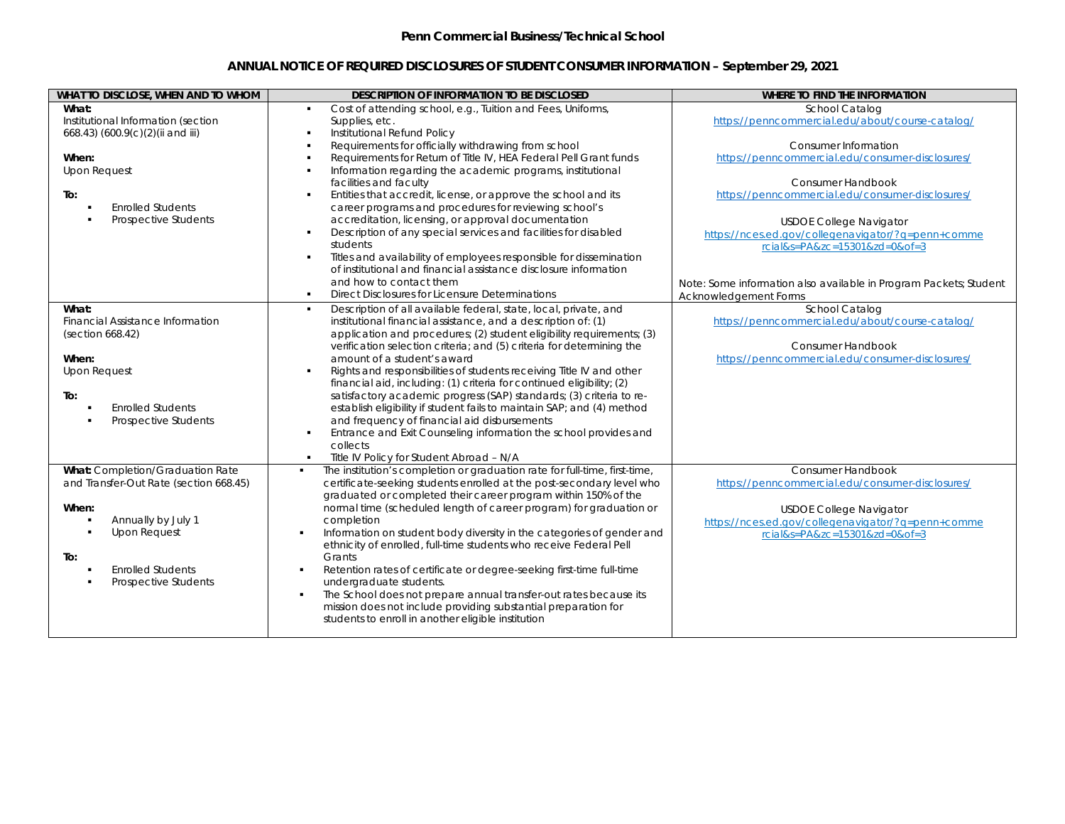**Penn Commercial Business/Technical School**

**ANNUAL NOTICE OF REQUIRED DISCLOSURES OF STUDENT CONSUMER INFORMATION – September 29, 2021**

| WHAT TO DISCLOSE, WHEN AND TO WHOM | DESCRIPTION OF INFORMATION TO BE DISCLOSED | WHERE TO FIND THE INFORMATION |
|---|---|---|
| **What:**<br>Institutional Information (section 668.43) (600.9(c)(2)(ii and iii)<br><br>**When:**<br>Upon Request<br><br>**To:**<br>▪ Enrolled Students<br>▪ Prospective Students | ▪ Cost of attending school, e.g., Tuition and Fees, Uniforms, Supplies, etc.<br>▪ Institutional Refund Policy<br>▪ Requirements for officially withdrawing from school<br>▪ Requirements for Return of Title IV, HEA Federal Pell Grant funds<br>▪ Information regarding the academic programs, institutional facilities and faculty<br>▪ Entities that accredit, license, or approve the school and its career programs and procedures for reviewing school's accreditation, licensing, or approval documentation<br>▪ Description of any special services and facilities for disabled students<br>▪ Titles and availability of employees responsible for dissemination of institutional and financial assistance disclosure information and how to contact them<br>▪ Direct Disclosures for Licensure Determinations | School Catalog<br>https://penncommercial.edu/about/course-catalog/<br><br>Consumer Information<br>https://penncommercial.edu/consumer-disclosures/<br><br>Consumer Handbook<br>https://penncommercial.edu/consumer-disclosures/<br><br>USDOE College Navigator<br>https://nces.ed.gov/collegenavigator/?q=penn+commercial&s=PA&zc=15301&zd=0&of=3<br><br>Note: Some information also available in Program Packets; Student Acknowledgement Forms |
| **What:**<br>Financial Assistance Information (section 668.42)<br><br>**When:**<br>Upon Request<br><br>**To:**<br>▪ Enrolled Students<br>▪ Prospective Students | ▪ Description of all available federal, state, local, private, and institutional financial assistance, and a description of: (1) application and procedures; (2) student eligibility requirements; (3) verification selection criteria; and (5) criteria for determining the amount of a student's award<br>▪ Rights and responsibilities of students receiving Title IV and other financial aid, including: (1) criteria for continued eligibility; (2) satisfactory academic progress (SAP) standards; (3) criteria to re-establish eligibility if student fails to maintain SAP; and (4) method and frequency of financial aid disbursements<br>▪ Entrance and Exit Counseling information the school provides and collects<br>▪ Title IV Policy for Student Abroad – N/A | School Catalog<br>https://penncommercial.edu/about/course-catalog/<br><br>Consumer Handbook<br>https://penncommercial.edu/consumer-disclosures/ |
| **What:** Completion/Graduation Rate and Transfer-Out Rate (section 668.45)<br><br>**When:**<br>▪ Annually by July 1<br>▪ Upon Request<br><br>**To:**<br>▪ Enrolled Students<br>▪ Prospective Students | ▪ The institution's completion or graduation rate for full-time, first-time, certificate-seeking students enrolled at the post-secondary level who graduated or completed their career program within 150% of the normal time (scheduled length of career program) for graduation or completion<br>▪ Information on student body diversity in the categories of gender and ethnicity of enrolled, full-time students who receive Federal Pell Grants<br>▪ Retention rates of certificate or degree-seeking first-time full-time undergraduate students.<br>▪ The School does not prepare annual transfer-out rates because its mission does not include providing substantial preparation for students to enroll in another eligible institution | Consumer Handbook<br>https://penncommercial.edu/consumer-disclosures/<br><br>USDOE College Navigator<br>https://nces.ed.gov/collegenavigator/?q=penn+commercial&s=PA&zc=15301&zd=0&of=3 |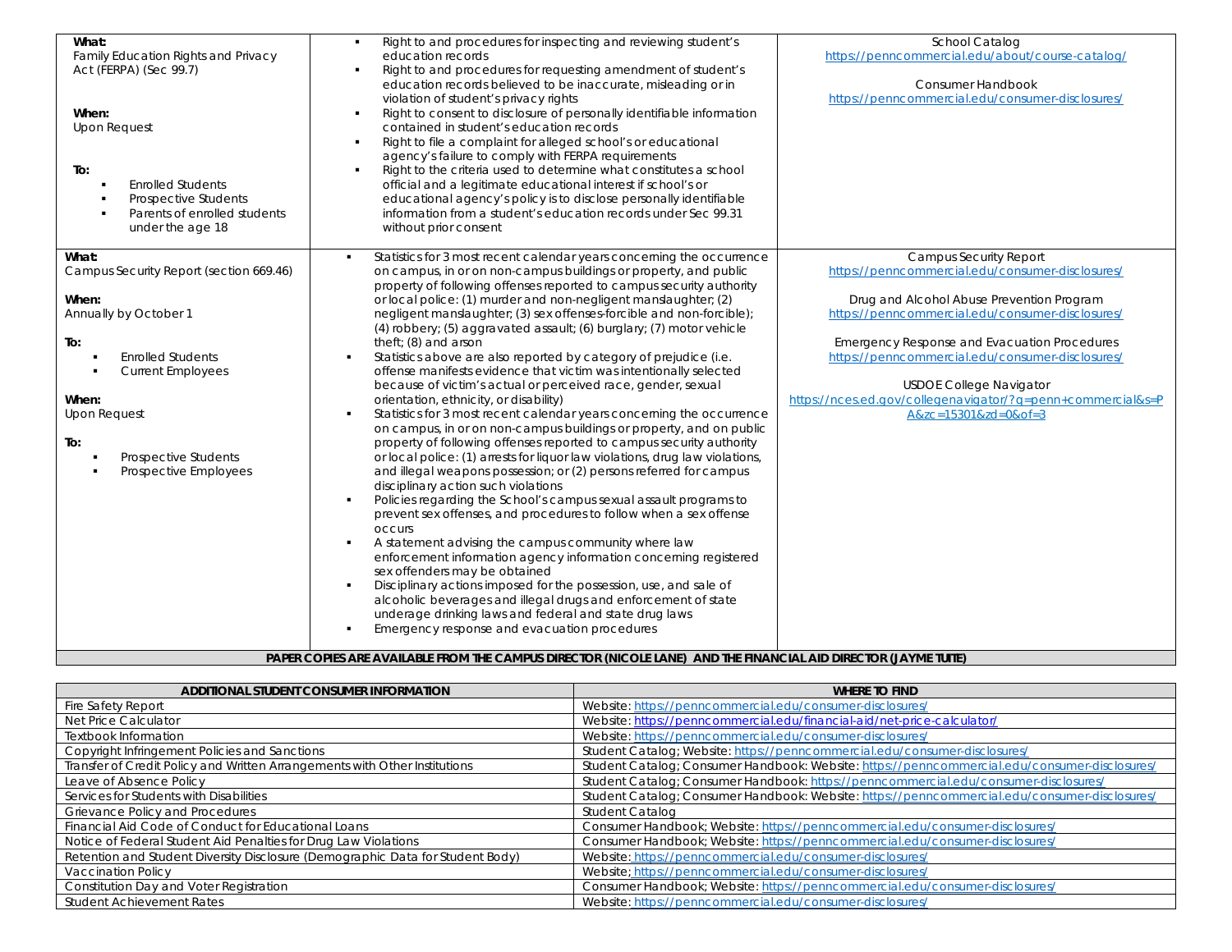| | | |
|---|---|---|
| **What:**<br>Family Education Rights and Privacy Act (FERPA) (Sec 99.7)<br><br>**When:**<br>Upon Request<br><br>**To:**<br>▪ Enrolled Students<br>▪ Prospective Students<br>▪ Parents of enrolled students under the age 18 | ▪ Right to and procedures for inspecting and reviewing student's education records<br>▪ Right to and procedures for requesting amendment of student's education records believed to be inaccurate, misleading or in violation of student's privacy rights<br>▪ Right to consent to disclosure of personally identifiable information contained in student's education records<br>▪ Right to file a complaint for alleged school's or educational agency's failure to comply with FERPA requirements<br>▪ Right to the criteria used to determine what constitutes a school official and a legitimate educational interest if school's or educational agency's policy is to disclose personally identifiable information from a student's education records under Sec 99.31 without prior consent | School Catalog<br>https://penncommercial.edu/about/course-catalog/<br><br>Consumer Handbook<br>https://penncommercial.edu/consumer-disclosures/ |
| **What:**<br>Campus Security Report (section 669.46)<br><br>**When:**<br>Annually by October 1<br><br>**To:**<br>▪ Enrolled Students<br>▪ Current Employees<br><br>**When:**<br>Upon Request<br><br>**To:**<br>▪ Prospective Students<br>▪ Prospective Employees | ▪ Statistics for 3 most recent calendar years concerning the occurrence on campus, in or on non-campus buildings or property, and public property of following offenses reported to campus security authority or local police: (1) murder and non-negligent manslaughter; (2) negligent manslaughter; (3) sex offenses-forcible and non-forcible); (4) robbery; (5) aggravated assault; (6) burglary; (7) motor vehicle theft; (8) and arson<br>▪ Statistics above are also reported by category of prejudice (i.e. offense manifests evidence that victim was intentionally selected because of victim's actual or perceived race, gender, sexual orientation, ethnicity, or disability)<br>▪ Statistics for 3 most recent calendar years concerning the occurrence on campus, in or on non-campus buildings or property, and on public property of following offenses reported to campus security authority or local police: (1) arrests for liquor law violations, drug law violations, and illegal weapons possession; or (2) persons referred for campus disciplinary action such violations<br>▪ Policies regarding the School's campus sexual assault programs to prevent sex offenses, and procedures to follow when a sex offense occurs<br>▪ A statement advising the campus community where law enforcement agency information concerning registered sex offenders may be obtained<br>▪ Disciplinary actions imposed for the possession, use, and sale of alcoholic beverages and illegal drugs and enforcement of state underage drinking laws and federal and state drug laws<br>▪ Emergency response and evacuation procedures | Campus Security Report<br>https://penncommercial.edu/consumer-disclosures/<br><br>Drug and Alcohol Abuse Prevention Program<br>https://penncommercial.edu/consumer-disclosures/<br><br>Emergency Response and Evacuation Procedures<br>https://penncommercial.edu/consumer-disclosures/<br><br>USDOE College Navigator<br>https://nces.ed.gov/collegenavigator/?q=penn+commercial&s=PA&zc=15301&zd=0&of=3 |
| **PAPER COPIES ARE AVAILABLE FROM THE CAMPUS DIRECTOR (NICOLE LANE) AND THE FINANCIAL AID DIRECTOR (JAYME TUITE)** | | |

| ADDITIONAL STUDENT CONSUMER INFORMATION | WHERE TO FIND |
|---|---|
| Fire Safety Report | Website: https://penncommercial.edu/consumer-disclosures/ |
| Net Price Calculator | Website: https://penncommercial.edu/financial-aid/net-price-calculator/ |
| Textbook Information | Website: https://penncommercial.edu/consumer-disclosures/ |
| Copyright Infringement Policies and Sanctions | Student Catalog; Website: https://penncommercial.edu/consumer-disclosures/ |
| Transfer of Credit Policy and Written Arrangements with Other Institutions | Student Catalog; Consumer Handbook: Website: https://penncommercial.edu/consumer-disclosures/ |
| Leave of Absence Policy | Student Catalog; Consumer Handbook: https://penncommercial.edu/consumer-disclosures/ |
| Services for Students with Disabilities | Student Catalog; Consumer Handbook: Website: https://penncommercial.edu/consumer-disclosures/ |
| Grievance Policy and Procedures | Student Catalog |
| Financial Aid Code of Conduct for Educational Loans | Consumer Handbook; Website: https://penncommercial.edu/consumer-disclosures/ |
| Notice of Federal Student Aid Penalties for Drug Law Violations | Consumer Handbook; Website: https://penncommercial.edu/consumer-disclosures/ |
| Retention and Student Diversity Disclosure (Demographic Data for Student Body) | Website: https://penncommercial.edu/consumer-disclosures/ |
| Vaccination Policy | Website: https://penncommercial.edu/consumer-disclosures/ |
| Constitution Day and Voter Registration | Consumer Handbook; Website: https://penncommercial.edu/consumer-disclosures/ |
| Student Achievement Rates | Website: https://penncommercial.edu/consumer-disclosures/ |